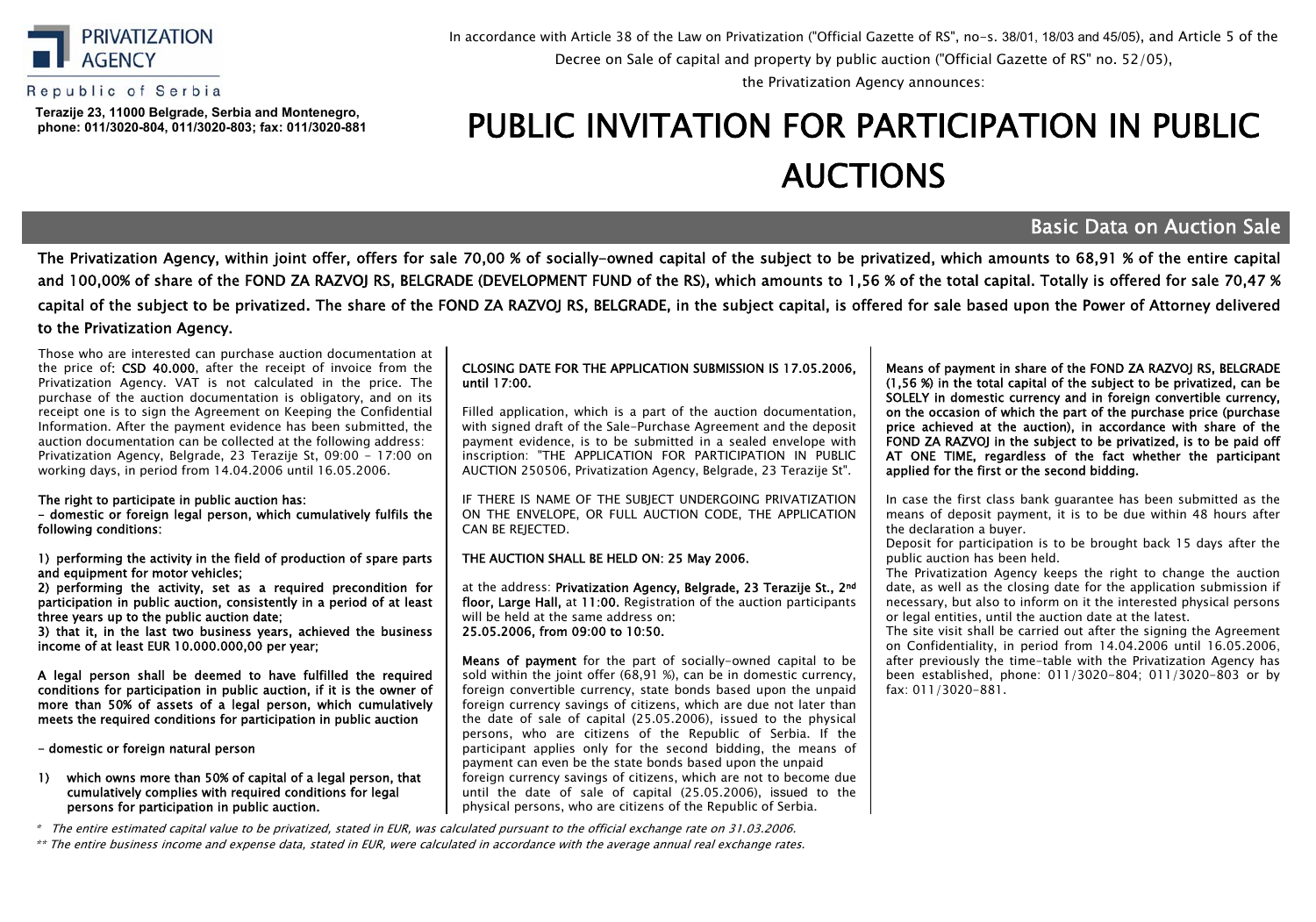PRIVATIZATION AGENCY

Republic of Serbia

**Terazije 23, 11000 Belgrade, Serbia and Montenegro, phone: 011/3020-804, 011/3020-803; fax: 011/3020-881**

In accordance with Article 38 of the Law on Privatization ("Official Gazette of RS", no-s. 38/01, 18/03 and 45/05), and Article 5 of the Decree on Sale of capital and property by public auction ("Official Gazette of RS" no. 52/05), the Privatization Agency announces:

# PUBLIC INVITATION FOR PARTICIPATION IN PUBLIC AUCTIONS

## Basic Data on Auction Sale

**The Privatization Agency, within joint offer, offers for sale 70,00 % of socially-owned capital of the subject to be privatized, which amounts to 68,91 % of the entire capital and 100,00% of share of the FOND ZA RAZVOJ RS, BELGRADE (DEVELOPMENT FUND of the RS), which amounts to 1,56 % of the total capital. Totally is offered for sale 70,47 % capital of the subject to be privatized. The share of the FOND ZA RAZVOJ RS, BELGRADE, in the subject capital, is offered for sale based upon the Power of Attorney delivered to the Privatization Agency.**

Those who are interested can purchase auction documentation at the price of: **CSD 40.000**, after the receipt of invoice from the Privatization Agency. VAT is not calculated in the price. The purchase of the auction documentation is obligatory, and on its receipt one is to sign the Agreement on Keeping the Confidential Information. After the payment evidence has been submitted, the auction documentation can be collected at the following address: Privatization Agency, Belgrade, 23 Terazije St, 09:00 - 17:00 on working days, in period from 14.04.2006 until 16.05.2006.

**The right to participate in public auction has:**

**- domestic or foreign legal person, which cumulatively fulfils the following conditions:**

**1) performing the activity in the field of production of spare parts and equipment for motor vehicles;**

**2) performing the activity, set as a required precondition for participation in public auction, consistently in a period of at least three years up to the public auction date;**

**3) that it, in the last two business years, achieved the business income of at least EUR 10.000.000,00 per year;**

**A legal person shall be deemed to have fulfilled the required conditions for participation in public auction, if it is the owner of more than 50% of assets of a legal person, which cumulatively meets the required conditions for participation in public auction**

**- domestic or foreign natural person**

**1) which owns more than 50% of capital of a legal person, that cumulatively complies with required conditions for legal persons for participation in public auction.**

**CLOSING DATE FOR THE APPLICATION SUBMISSION IS 17.05.2006, until 17:00.**

Filled application, which is a part of the auction documentation, with signed draft of the Sale-Purchase Agreement and the deposit payment evidence, is to be submitted in a sealed envelope with inscription: "THE APPLICATION FOR PARTICIPATION IN PUBLIC AUCTION 250506, Privatization Agency, Belgrade, 23 Terazije St".

IF THERE IS NAME OF THE SUBJECT UNDERGOING PRIVATIZATION ON THE ENVELOPE, OR FULL AUCTION CODE, THE APPLICATION CAN BE REJECTED.

**THE AUCTION SHALL BE HELD ON: 25 May 2006.**

at the address: **Privatization Agency, Belgrade, 23 Terazije St., 2nd floor, Large Hall,** at **11:00.** Registration of the auction participants will be held at the same address on:
**25.05.2006, from 09:00 to 10:50.**

**Means of payment** for the part of socially-owned capital to be sold within the joint offer (68,91 %), can be in domestic currency, foreign convertible currency, state bonds based upon the unpaid foreign currency savings of citizens, which are due not later than the date of sale of capital (25.05.2006), issued to the physical persons, who are citizens of the Republic of Serbia. If the participant applies only for the second bidding, the means of payment can even be the state bonds based upon the unpaid foreign currency savings of citizens, which are not to become due until the date of sale of capital (25.05.2006), issued to the physical persons, who are citizens of the Republic of Serbia.

**Means of payment in share of the FOND ZA RAZVOJ RS, BELGRADE (1,56 %) in the total capital of the subject to be privatized, can be SOLELY in domestic currency and in foreign convertible currency, on the occasion of which the part of the purchase price (purchase price achieved at the auction), in accordance with share of the FOND ZA RAZVOJ in the subject to be privatized, is to be paid off AT ONE TIME, regardless of the fact whether the participant applied for the first or the second bidding.**

In case the first class bank guarantee has been submitted as the means of deposit payment, it is to be due within 48 hours after the declaration a buyer.

Deposit for participation is to be brought back 15 days after the public auction has been held.

The Privatization Agency keeps the right to change the auction date, as well as the closing date for the application submission if necessary, but also to inform on it the interested physical persons or legal entities, until the auction date at the latest.

The site visit shall be carried out after the signing the Agreement on Confidentiality, in period from 14.04.2006 until 16.05.2006, after previously the time-table with the Privatization Agency has been established, phone: 011/3020-804; 011/3020-803 or by fax: 011/3020-881.

*\* The entire estimated capital value to be privatized, stated in EUR, was calculated pursuant to the official exchange rate on 31.03.2006.*

*\*\* The entire business income and expense data, stated in EUR, were calculated in accordance with the average annual real exchange rates.*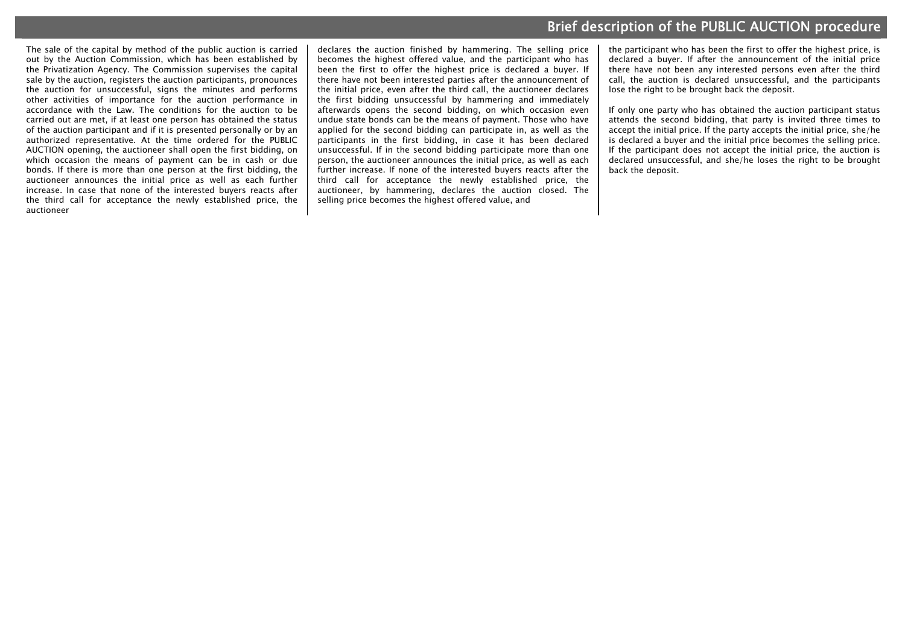# Brief description of the PUBLIC AUCTION procedure

The sale of the capital by method of the public auction is carried out by the Auction Commission, which has been established by the Privatization Agency. The Commission supervises the capital sale by the auction, registers the auction participants, pronounces the auction for unsuccessful, signs the minutes and performs other activities of importance for the auction performance in accordance with the Law. The conditions for the auction to be carried out are met, if at least one person has obtained the status of the auction participant and if it is presented personally or by an authorized representative. At the time ordered for the PUBLIC AUCTION opening, the auctioneer shall open the first bidding, on which occasion the means of payment can be in cash or due bonds. If there is more than one person at the first bidding, the auctioneer announces the initial price as well as each further increase. In case that none of the interested buyers reacts after the third call for acceptance the newly established price, the auctioneer declares the auction finished by hammering. The selling price becomes the highest offered value, and the participant who has been the first to offer the highest price is declared a buyer. If there have not been interested parties after the announcement of the initial price, even after the third call, the auctioneer declares the first bidding unsuccessful by hammering and immediately afterwards opens the second bidding, on which occasion even undue state bonds can be the means of payment. Those who have applied for the second bidding can participate in, as well as the participants in the first bidding, in case it has been declared unsuccessful. If in the second bidding participate more than one person, the auctioneer announces the initial price, as well as each further increase. If none of the interested buyers reacts after the third call for acceptance the newly established price, the auctioneer, by hammering, declares the auction closed. The selling price becomes the highest offered value, and the participant who has been the first to offer the highest price, is declared a buyer. If after the announcement of the initial price there have not been any interested persons even after the third call, the auction is declared unsuccessful, and the participants lose the right to be brought back the deposit.

If only one party who has obtained the auction participant status attends the second bidding, that party is invited three times to accept the initial price. If the party accepts the initial price, she/he is declared a buyer and the initial price becomes the selling price. If the participant does not accept the initial price, the auction is declared unsuccessful, and she/he loses the right to be brought back the deposit.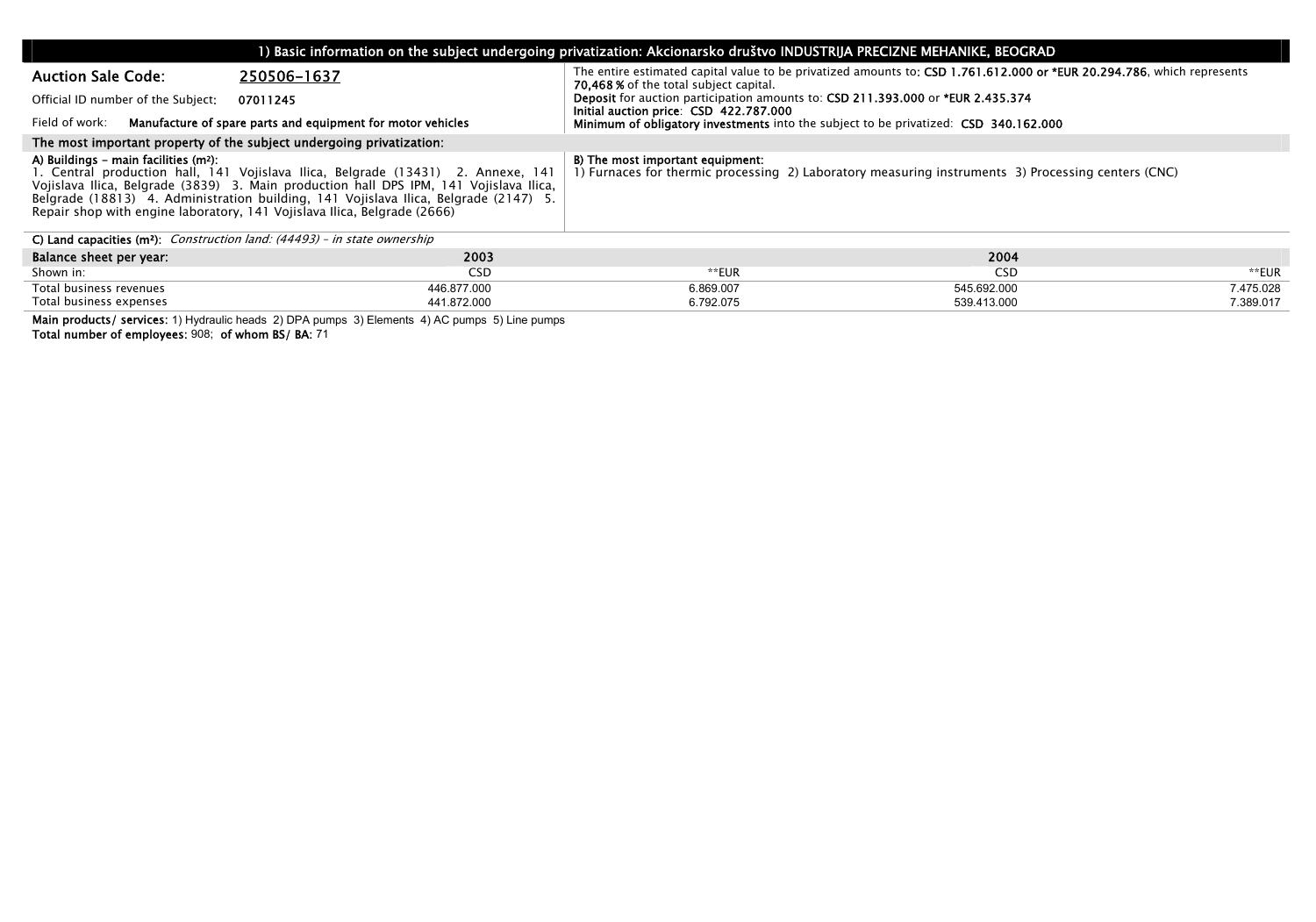## 1) Basic information on the subject undergoing privatization: Akcionarsko društvo INDUSTRIJA PRECIZNE MEHANIKE, BEOGRAD

**Auction Sale Code:** 250506-1637

Official ID number of the Subject: **07011245**

Field of work: **Manufacture of spare parts and equipment for motor vehicles**

The entire estimated capital value to be privatized amounts to: **CSD 1.761.612.000 or *EUR 20.294.786**, which represents **70,468 %** of the total subject capital.

**Deposit** for auction participation amounts to: **CSD 211.393.000** or ***EUR 2.435.374**

**Initial auction price**: **CSD 422.787.000**

**Minimum of obligatory investments** into the subject to be privatized: **CSD 340.162.000**

### The most important property of the subject undergoing privatization:

**A) Buildings – main facilities (m²):**
1. Central production hall, 141 Vojislava Ilica, Belgrade (13431) 2. Annexe, 141 Vojislava Ilica, Belgrade (3839) 3. Main production hall DPS IPM, 141 Vojislava Ilica, Belgrade (18813) 4. Administration building, 141 Vojislava Ilica, Belgrade (2147) 5. Repair shop with engine laboratory, 141 Vojislava Ilica, Belgrade (2666)

**B) The most important equipment:**
1) Furnaces for thermic processing 2) Laboratory measuring instruments 3) Processing centers (CNC)

**C) Land capacities (m²):** *Construction land: (44493) – in state ownership*

| Balance sheet per year: | 2003 | | 2004 | |
|---|---|---|---|---|
| Shown in: | CSD | **EUR | CSD | **EUR |
| Total business revenues | 446.877.000 | 6.869.007 | 545.692.000 | 7.475.028 |
| Total business expenses | 441.872.000 | 6.792.075 | 539.413.000 | 7.389.017 |

**Main products/ services:** 1) Hydraulic heads 2) DPA pumps 3) Elements 4) AC pumps 5) Line pumps

**Total number of employees:** 908; **of whom BS/ BA:** 71